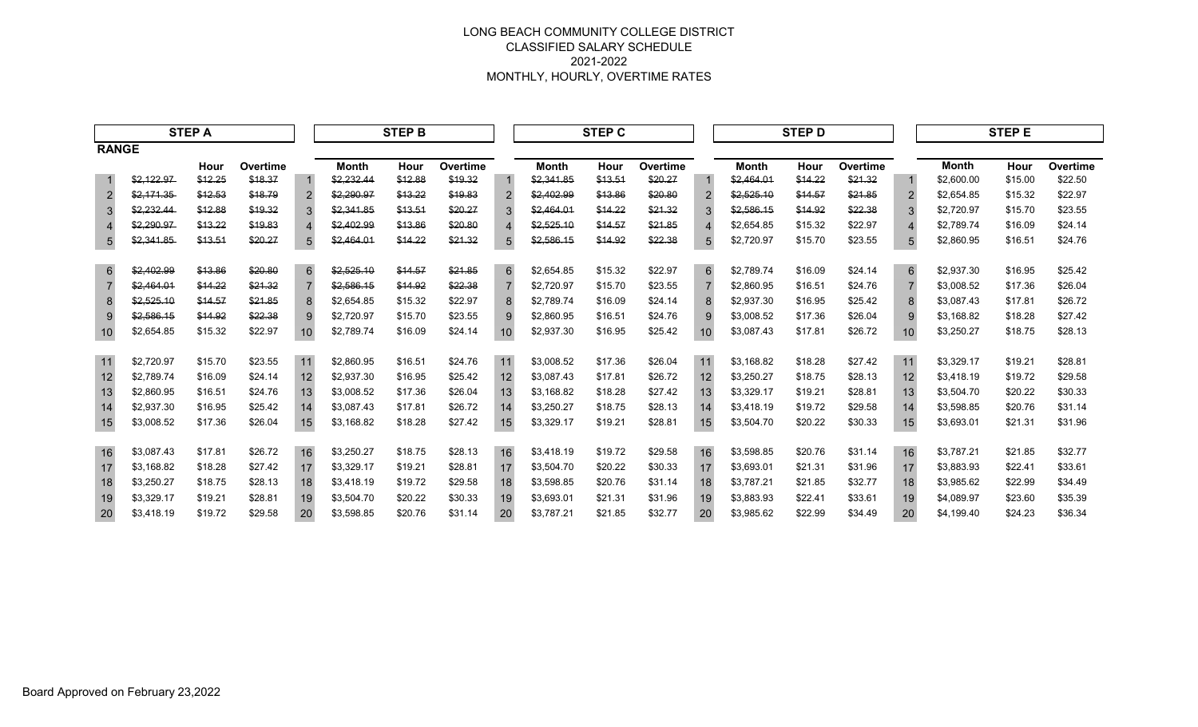# LONG BEACH COMMUNITY COLLEGE DISTRICT
## CLASSIFIED SALARY SCHEDULE
## 2021-2022
## MONTHLY, HOURLY, OVERTIME RATES

| RANGE | STEP A | | | STEP B | | | STEP C | | | STEP D | | | STEP E | | |
|---|---|---|---|---|---|---|---|---|---|---|---|---|---|---|---|
| | Month | Hour | Overtime | Month | Hour | Overtime | Month | Hour | Overtime | Month | Hour | Overtime | Month | Hour | Overtime |
| 1 | ~~$2,122.97~~ | ~~$12.25~~ | ~~$18.37~~ | ~~$2,232.44~~ | ~~$12.88~~ | ~~$19.32~~ | ~~$2,341.85~~ | ~~$13.51~~ | ~~$20.27~~ | ~~$2,464.01~~ | ~~$14.22~~ | ~~$21.32~~ | $2,600.00 | $15.00 | $22.50 |
| 2 | ~~$2,171.35~~ | ~~$12.53~~ | ~~$18.79~~ | ~~$2,290.97~~ | ~~$13.22~~ | ~~$19.83~~ | ~~$2,402.99~~ | ~~$13.86~~ | ~~$20.80~~ | ~~$2,525.10~~ | ~~$14.57~~ | ~~$21.85~~ | $2,654.85 | $15.32 | $22.97 |
| 3 | ~~$2,232.44~~ | ~~$12.88~~ | ~~$19.32~~ | ~~$2,341.85~~ | ~~$13.51~~ | ~~$20.27~~ | ~~$2,464.01~~ | ~~$14.22~~ | ~~$21.32~~ | ~~$2,586.15~~ | ~~$14.92~~ | ~~$22.38~~ | $2,720.97 | $15.70 | $23.55 |
| 4 | ~~$2,290.97~~ | ~~$13.22~~ | ~~$19.83~~ | ~~$2,402.99~~ | ~~$13.86~~ | ~~$20.80~~ | ~~$2,525.10~~ | ~~$14.57~~ | ~~$21.85~~ | $2,654.85 | $15.32 | $22.97 | $2,789.74 | $16.09 | $24.14 |
| 5 | ~~$2,341.85~~ | ~~$13.51~~ | ~~$20.27~~ | ~~$2,464.01~~ | ~~$14.22~~ | ~~$21.32~~ | ~~$2,586.15~~ | ~~$14.92~~ | ~~$22.38~~ | $2,720.97 | $15.70 | $23.55 | $2,860.95 | $16.51 | $24.76 |
| 6 | ~~$2,402.99~~ | ~~$13.86~~ | ~~$20.80~~ | ~~$2,525.10~~ | ~~$14.57~~ | ~~$21.85~~ | $2,654.85 | $15.32 | $22.97 | $2,789.74 | $16.09 | $24.14 | $2,937.30 | $16.95 | $25.42 |
| 7 | ~~$2,464.01~~ | ~~$14.22~~ | ~~$21.32~~ | ~~$2,586.15~~ | ~~$14.92~~ | ~~$22.38~~ | $2,720.97 | $15.70 | $23.55 | $2,860.95 | $16.51 | $24.76 | $3,008.52 | $17.36 | $26.04 |
| 8 | ~~$2,525.10~~ | ~~$14.57~~ | ~~$21.85~~ | $2,654.85 | $15.32 | $22.97 | $2,789.74 | $16.09 | $24.14 | $2,937.30 | $16.95 | $25.42 | $3,087.43 | $17.81 | $26.72 |
| 9 | ~~$2,586.15~~ | ~~$14.92~~ | ~~$22.38~~ | $2,720.97 | $15.70 | $23.55 | $2,860.95 | $16.51 | $24.76 | $3,008.52 | $17.36 | $26.04 | $3,168.82 | $18.28 | $27.42 |
| 10 | $2,654.85 | $15.32 | $22.97 | $2,789.74 | $16.09 | $24.14 | $2,937.30 | $16.95 | $25.42 | $3,087.43 | $17.81 | $26.72 | $3,250.27 | $18.75 | $28.13 |
| 11 | $2,720.97 | $15.70 | $23.55 | $2,860.95 | $16.51 | $24.76 | $3,008.52 | $17.36 | $26.04 | $3,168.82 | $18.28 | $27.42 | $3,329.17 | $19.21 | $28.81 |
| 12 | $2,789.74 | $16.09 | $24.14 | $2,937.30 | $16.95 | $25.42 | $3,087.43 | $17.81 | $26.72 | $3,250.27 | $18.75 | $28.13 | $3,418.19 | $19.72 | $29.58 |
| 13 | $2,860.95 | $16.51 | $24.76 | $3,008.52 | $17.36 | $26.04 | $3,168.82 | $18.28 | $27.42 | $3,329.17 | $19.21 | $28.81 | $3,504.70 | $20.22 | $30.33 |
| 14 | $2,937.30 | $16.95 | $25.42 | $3,087.43 | $17.81 | $26.72 | $3,250.27 | $18.75 | $28.13 | $3,418.19 | $19.72 | $29.58 | $3,598.85 | $20.76 | $31.14 |
| 15 | $3,008.52 | $17.36 | $26.04 | $3,168.82 | $18.28 | $27.42 | $3,329.17 | $19.21 | $28.81 | $3,504.70 | $20.22 | $30.33 | $3,693.01 | $21.31 | $31.96 |
| 16 | $3,087.43 | $17.81 | $26.72 | $3,250.27 | $18.75 | $28.13 | $3,418.19 | $19.72 | $29.58 | $3,598.85 | $20.76 | $31.14 | $3,787.21 | $21.85 | $32.77 |
| 17 | $3,168.82 | $18.28 | $27.42 | $3,329.17 | $19.21 | $28.81 | $3,504.70 | $20.22 | $30.33 | $3,693.01 | $21.31 | $31.96 | $3,883.93 | $22.41 | $33.61 |
| 18 | $3,250.27 | $18.75 | $28.13 | $3,418.19 | $19.72 | $29.58 | $3,598.85 | $20.76 | $31.14 | $3,787.21 | $21.85 | $32.77 | $3,985.62 | $22.99 | $34.49 |
| 19 | $3,329.17 | $19.21 | $28.81 | $3,504.70 | $20.22 | $30.33 | $3,693.01 | $21.31 | $31.96 | $3,883.93 | $22.41 | $33.61 | $4,089.97 | $23.60 | $35.39 |
| 20 | $3,418.19 | $19.72 | $29.58 | $3,598.85 | $20.76 | $31.14 | $3,787.21 | $21.85 | $32.77 | $3,985.62 | $22.99 | $34.49 | $4,199.40 | $24.23 | $36.34 |

Board Approved on February 23,2022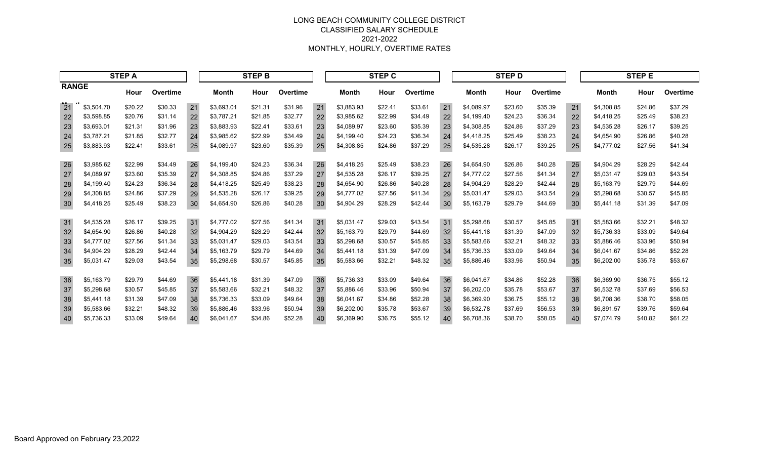# LONG BEACH COMMUNITY COLLEGE DISTRICT

## CLASSIFIED SALARY SCHEDULE

## 2021-2022

## MONTHLY, HOURLY, OVERTIME RATES

| RANGE | STEP A | | | RANGE | STEP B | | | RANGE | STEP C | | | RANGE | STEP D | | | RANGE | STEP E | | |
|---|---|---|---|---|---|---|---|---|---|---|---|---|---|---|---|---|---|---|---|
| | Month | Hour | Overtime | | Month | Hour | Overtime | | Month | Hour | Overtime | | Month | Hour | Overtime | | Month | Hour | Overtime |
| 21 | $3,504.70 | $20.22 | $30.33 | 21 | $3,693.01 | $21.31 | $31.96 | 21 | $3,883.93 | $22.41 | $33.61 | 21 | $4,089.97 | $23.60 | $35.39 | 21 | $4,308.85 | $24.86 | $37.29 |
| 22 | $3,598.85 | $20.76 | $31.14 | 22 | $3,787.21 | $21.85 | $32.77 | 22 | $3,985.62 | $22.99 | $34.49 | 22 | $4,199.40 | $24.23 | $36.34 | 22 | $4,418.25 | $25.49 | $38.23 |
| 23 | $3,693.01 | $21.31 | $31.96 | 23 | $3,883.93 | $22.41 | $33.61 | 23 | $4,089.97 | $23.60 | $35.39 | 23 | $4,308.85 | $24.86 | $37.29 | 23 | $4,535.28 | $26.17 | $39.25 |
| 24 | $3,787.21 | $21.85 | $32.77 | 24 | $3,985.62 | $22.99 | $34.49 | 24 | $4,199.40 | $24.23 | $36.34 | 24 | $4,418.25 | $25.49 | $38.23 | 24 | $4,654.90 | $26.86 | $40.28 |
| 25 | $3,883.93 | $22.41 | $33.61 | 25 | $4,089.97 | $23.60 | $35.39 | 25 | $4,308.85 | $24.86 | $37.29 | 25 | $4,535.28 | $26.17 | $39.25 | 25 | $4,777.02 | $27.56 | $41.34 |
| 26 | $3,985.62 | $22.99 | $34.49 | 26 | $4,199.40 | $24.23 | $36.34 | 26 | $4,418.25 | $25.49 | $38.23 | 26 | $4,654.90 | $26.86 | $40.28 | 26 | $4,904.29 | $28.29 | $42.44 |
| 27 | $4,089.97 | $23.60 | $35.39 | 27 | $4,308.85 | $24.86 | $37.29 | 27 | $4,535.28 | $26.17 | $39.25 | 27 | $4,777.02 | $27.56 | $41.34 | 27 | $5,031.47 | $29.03 | $43.54 |
| 28 | $4,199.40 | $24.23 | $36.34 | 28 | $4,418.25 | $25.49 | $38.23 | 28 | $4,654.90 | $26.86 | $40.28 | 28 | $4,904.29 | $28.29 | $42.44 | 28 | $5,163.79 | $29.79 | $44.69 |
| 29 | $4,308.85 | $24.86 | $37.29 | 29 | $4,535.28 | $26.17 | $39.25 | 29 | $4,777.02 | $27.56 | $41.34 | 29 | $5,031.47 | $29.03 | $43.54 | 29 | $5,298.68 | $30.57 | $45.85 |
| 30 | $4,418.25 | $25.49 | $38.23 | 30 | $4,654.90 | $26.86 | $40.28 | 30 | $4,904.29 | $28.29 | $42.44 | 30 | $5,163.79 | $29.79 | $44.69 | 30 | $5,441.18 | $31.39 | $47.09 |
| 31 | $4,535.28 | $26.17 | $39.25 | 31 | $4,777.02 | $27.56 | $41.34 | 31 | $5,031.47 | $29.03 | $43.54 | 31 | $5,298.68 | $30.57 | $45.85 | 31 | $5,583.66 | $32.21 | $48.32 |
| 32 | $4,654.90 | $26.86 | $40.28 | 32 | $4,904.29 | $28.29 | $42.44 | 32 | $5,163.79 | $29.79 | $44.69 | 32 | $5,441.18 | $31.39 | $47.09 | 32 | $5,736.33 | $33.09 | $49.64 |
| 33 | $4,777.02 | $27.56 | $41.34 | 33 | $5,031.47 | $29.03 | $43.54 | 33 | $5,298.68 | $30.57 | $45.85 | 33 | $5,583.66 | $32.21 | $48.32 | 33 | $5,886.46 | $33.96 | $50.94 |
| 34 | $4,904.29 | $28.29 | $42.44 | 34 | $5,163.79 | $29.79 | $44.69 | 34 | $5,441.18 | $31.39 | $47.09 | 34 | $5,736.33 | $33.09 | $49.64 | 34 | $6,041.67 | $34.86 | $52.28 |
| 35 | $5,031.47 | $29.03 | $43.54 | 35 | $5,298.68 | $30.57 | $45.85 | 35 | $5,583.66 | $32.21 | $48.32 | 35 | $5,886.46 | $33.96 | $50.94 | 35 | $6,202.00 | $35.78 | $53.67 |
| 36 | $5,163.79 | $29.79 | $44.69 | 36 | $5,441.18 | $31.39 | $47.09 | 36 | $5,736.33 | $33.09 | $49.64 | 36 | $6,041.67 | $34.86 | $52.28 | 36 | $6,369.90 | $36.75 | $55.12 |
| 37 | $5,298.68 | $30.57 | $45.85 | 37 | $5,583.66 | $32.21 | $48.32 | 37 | $5,886.46 | $33.96 | $50.94 | 37 | $6,202.00 | $35.78 | $53.67 | 37 | $6,532.78 | $37.69 | $56.53 |
| 38 | $5,441.18 | $31.39 | $47.09 | 38 | $5,736.33 | $33.09 | $49.64 | 38 | $6,041.67 | $34.86 | $52.28 | 38 | $6,369.90 | $36.75 | $55.12 | 38 | $6,708.36 | $38.70 | $58.05 |
| 39 | $5,583.66 | $32.21 | $48.32 | 39 | $5,886.46 | $33.96 | $50.94 | 39 | $6,202.00 | $35.78 | $53.67 | 39 | $6,532.78 | $37.69 | $56.53 | 39 | $6,891.57 | $39.76 | $59.64 |
| 40 | $5,736.33 | $33.09 | $49.64 | 40 | $6,041.67 | $34.86 | $52.28 | 40 | $6,369.90 | $36.75 | $55.12 | 40 | $6,708.36 | $38.70 | $58.05 | 40 | $7,074.79 | $40.82 | $61.22 |

Board Approved on February 23,2022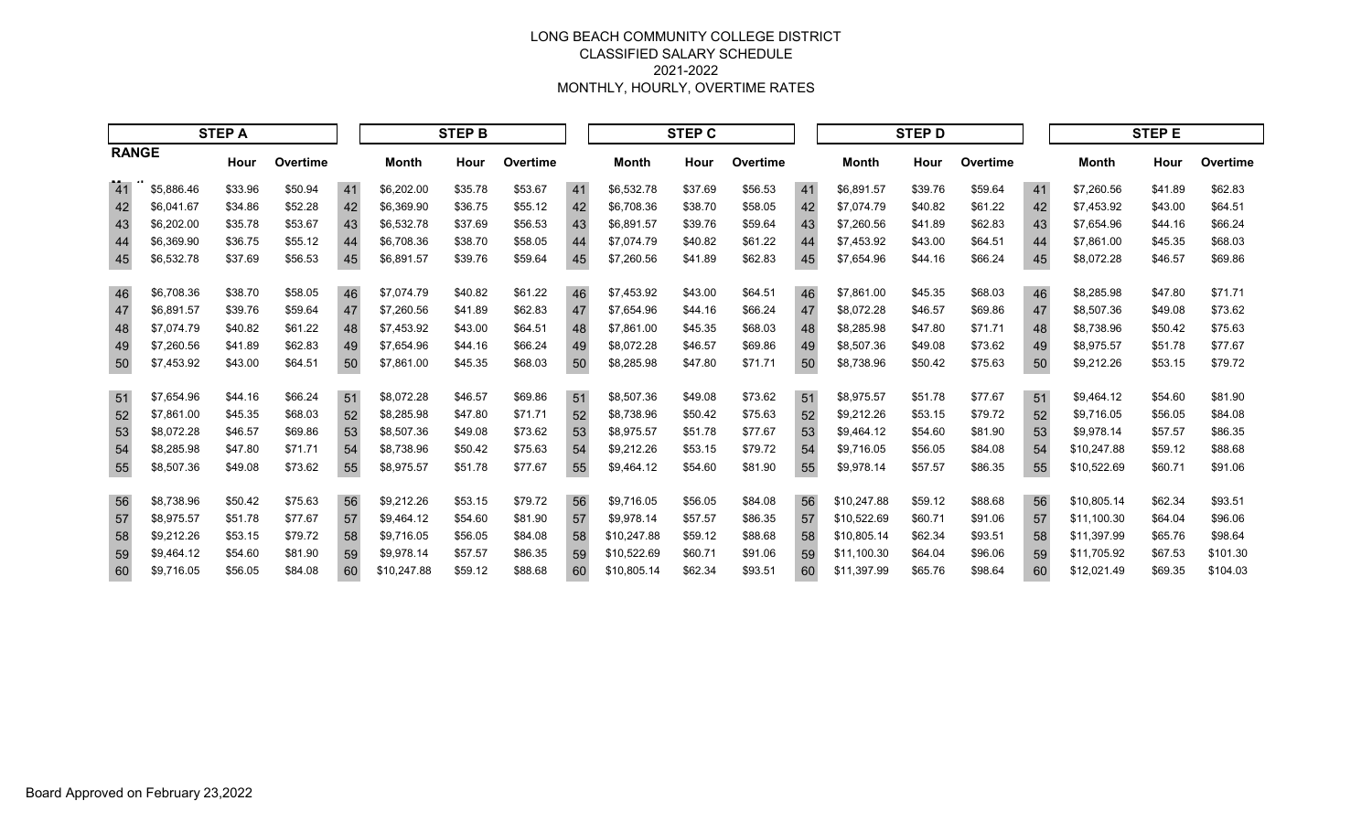# LONG BEACH COMMUNITY COLLEGE DISTRICT

## CLASSIFIED SALARY SCHEDULE

## 2021-2022

## MONTHLY, HOURLY, OVERTIME RATES

| RANGE | STEP A | | | | STEP B | | | | STEP C | | | | STEP D | | | | STEP E | | |
|---|---|---|---|---|---|---|---|---|---|---|---|---|---|---|---|---|---|---|---|
| | Month | Hour | Overtime | | Month | Hour | Overtime | | Month | Hour | Overtime | | Month | Hour | Overtime | | Month | Hour | Overtime |
| 41 | $5,886.46 | $33.96 | $50.94 | 41 | $6,202.00 | $35.78 | $53.67 | 41 | $6,532.78 | $37.69 | $56.53 | 41 | $6,891.57 | $39.76 | $59.64 | 41 | $7,260.56 | $41.89 | $62.83 |
| 42 | $6,041.67 | $34.86 | $52.28 | 42 | $6,369.90 | $36.75 | $55.12 | 42 | $6,708.36 | $38.70 | $58.05 | 42 | $7,074.79 | $40.82 | $61.22 | 42 | $7,453.92 | $43.00 | $64.51 |
| 43 | $6,202.00 | $35.78 | $53.67 | 43 | $6,532.78 | $37.69 | $56.53 | 43 | $6,891.57 | $39.76 | $59.64 | 43 | $7,260.56 | $41.89 | $62.83 | 43 | $7,654.96 | $44.16 | $66.24 |
| 44 | $6,369.90 | $36.75 | $55.12 | 44 | $6,708.36 | $38.70 | $58.05 | 44 | $7,074.79 | $40.82 | $61.22 | 44 | $7,453.92 | $43.00 | $64.51 | 44 | $7,861.00 | $45.35 | $68.03 |
| 45 | $6,532.78 | $37.69 | $56.53 | 45 | $6,891.57 | $39.76 | $59.64 | 45 | $7,260.56 | $41.89 | $62.83 | 45 | $7,654.96 | $44.16 | $66.24 | 45 | $8,072.28 | $46.57 | $69.86 |
| 46 | $6,708.36 | $38.70 | $58.05 | 46 | $7,074.79 | $40.82 | $61.22 | 46 | $7,453.92 | $43.00 | $64.51 | 46 | $7,861.00 | $45.35 | $68.03 | 46 | $8,285.98 | $47.80 | $71.71 |
| 47 | $6,891.57 | $39.76 | $59.64 | 47 | $7,260.56 | $41.89 | $62.83 | 47 | $7,654.96 | $44.16 | $66.24 | 47 | $8,072.28 | $46.57 | $69.86 | 47 | $8,507.36 | $49.08 | $73.62 |
| 48 | $7,074.79 | $40.82 | $61.22 | 48 | $7,453.92 | $43.00 | $64.51 | 48 | $7,861.00 | $45.35 | $68.03 | 48 | $8,285.98 | $47.80 | $71.71 | 48 | $8,738.96 | $50.42 | $75.63 |
| 49 | $7,260.56 | $41.89 | $62.83 | 49 | $7,654.96 | $44.16 | $66.24 | 49 | $8,072.28 | $46.57 | $69.86 | 49 | $8,507.36 | $49.08 | $73.62 | 49 | $8,975.57 | $51.78 | $77.67 |
| 50 | $7,453.92 | $43.00 | $64.51 | 50 | $7,861.00 | $45.35 | $68.03 | 50 | $8,285.98 | $47.80 | $71.71 | 50 | $8,738.96 | $50.42 | $75.63 | 50 | $9,212.26 | $53.15 | $79.72 |
| 51 | $7,654.96 | $44.16 | $66.24 | 51 | $8,072.28 | $46.57 | $69.86 | 51 | $8,507.36 | $49.08 | $73.62 | 51 | $8,975.57 | $51.78 | $77.67 | 51 | $9,464.12 | $54.60 | $81.90 |
| 52 | $7,861.00 | $45.35 | $68.03 | 52 | $8,285.98 | $47.80 | $71.71 | 52 | $8,738.96 | $50.42 | $75.63 | 52 | $9,212.26 | $53.15 | $79.72 | 52 | $9,716.05 | $56.05 | $84.08 |
| 53 | $8,072.28 | $46.57 | $69.86 | 53 | $8,507.36 | $49.08 | $73.62 | 53 | $8,975.57 | $51.78 | $77.67 | 53 | $9,464.12 | $54.60 | $81.90 | 53 | $9,978.14 | $57.57 | $86.35 |
| 54 | $8,285.98 | $47.80 | $71.71 | 54 | $8,738.96 | $50.42 | $75.63 | 54 | $9,212.26 | $53.15 | $79.72 | 54 | $9,716.05 | $56.05 | $84.08 | 54 | $10,247.88 | $59.12 | $88.68 |
| 55 | $8,507.36 | $49.08 | $73.62 | 55 | $8,975.57 | $51.78 | $77.67 | 55 | $9,464.12 | $54.60 | $81.90 | 55 | $9,978.14 | $57.57 | $86.35 | 55 | $10,522.69 | $60.71 | $91.06 |
| 56 | $8,738.96 | $50.42 | $75.63 | 56 | $9,212.26 | $53.15 | $79.72 | 56 | $9,716.05 | $56.05 | $84.08 | 56 | $10,247.88 | $59.12 | $88.68 | 56 | $10,805.14 | $62.34 | $93.51 |
| 57 | $8,975.57 | $51.78 | $77.67 | 57 | $9,464.12 | $54.60 | $81.90 | 57 | $9,978.14 | $57.57 | $86.35 | 57 | $10,522.69 | $60.71 | $91.06 | 57 | $11,100.30 | $64.04 | $96.06 |
| 58 | $9,212.26 | $53.15 | $79.72 | 58 | $9,716.05 | $56.05 | $84.08 | 58 | $10,247.88 | $59.12 | $88.68 | 58 | $10,805.14 | $62.34 | $93.51 | 58 | $11,397.99 | $65.76 | $98.64 |
| 59 | $9,464.12 | $54.60 | $81.90 | 59 | $9,978.14 | $57.57 | $86.35 | 59 | $10,522.69 | $60.71 | $91.06 | 59 | $11,100.30 | $64.04 | $96.06 | 59 | $11,705.92 | $67.53 | $101.30 |
| 60 | $9,716.05 | $56.05 | $84.08 | 60 | $10,247.88 | $59.12 | $88.68 | 60 | $10,805.14 | $62.34 | $93.51 | 60 | $11,397.99 | $65.76 | $98.64 | 60 | $12,021.49 | $69.35 | $104.03 |

Board Approved on February 23,2022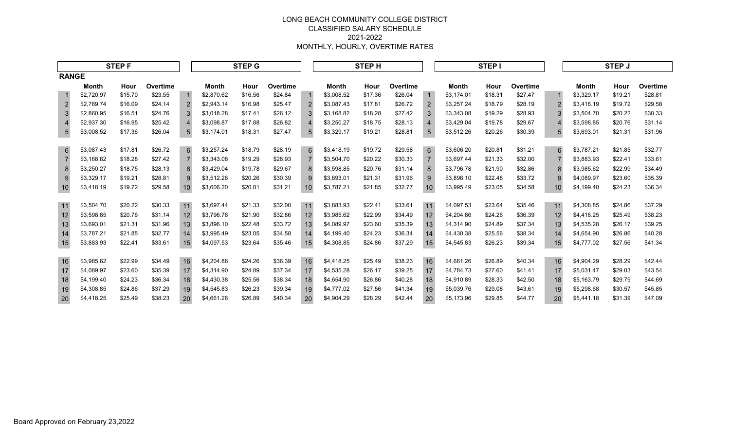# LONG BEACH COMMUNITY COLLEGE DISTRICT

## CLASSIFIED SALARY SCHEDULE

## 2021-2022

## MONTHLY, HOURLY, OVERTIME RATES

| RANGE | STEP F | | | | STEP G | | | | STEP H | | | | STEP I | | | | STEP J | | |
|---|---|---|---|---|---|---|---|---|---|---|---|---|---|---|---|---|---|---|---|
| | Month | Hour | Overtime | | Month | Hour | Overtime | | Month | Hour | Overtime | | Month | Hour | Overtime | | Month | Hour | Overtime |
| 1 | $2,720.97 | $15.70 | $23.55 | 1 | $2,870.62 | $16.56 | $24.84 | 1 | $3,008.52 | $17.36 | $26.04 | 1 | $3,174.01 | $18.31 | $27.47 | 1 | $3,329.17 | $19.21 | $28.81 |
| 2 | $2,789.74 | $16.09 | $24.14 | 2 | $2,943.14 | $16.98 | $25.47 | 2 | $3,087.43 | $17.81 | $26.72 | 2 | $3,257.24 | $18.79 | $28.19 | 2 | $3,418.19 | $19.72 | $29.58 |
| 3 | $2,860.95 | $16.51 | $24.76 | 3 | $3,018.28 | $17.41 | $26.12 | 3 | $3,168.82 | $18.28 | $27.42 | 3 | $3,343.08 | $19.29 | $28.93 | 3 | $3,504.70 | $20.22 | $30.33 |
| 4 | $2,937.30 | $16.95 | $25.42 | 4 | $3,098.87 | $17.88 | $26.82 | 4 | $3,250.27 | $18.75 | $28.13 | 4 | $3,429.04 | $19.78 | $29.67 | 4 | $3,598.85 | $20.76 | $31.14 |
| 5 | $3,008.52 | $17.36 | $26.04 | 5 | $3,174.01 | $18.31 | $27.47 | 5 | $3,329.17 | $19.21 | $28.81 | 5 | $3,512.26 | $20.26 | $30.39 | 5 | $3,693.01 | $21.31 | $31.96 |
| 6 | $3,087.43 | $17.81 | $26.72 | 6 | $3,257.24 | $18.79 | $28.19 | 6 | $3,418.19 | $19.72 | $29.58 | 6 | $3,606.20 | $20.81 | $31.21 | 6 | $3,787.21 | $21.85 | $32.77 |
| 7 | $3,168.82 | $18.28 | $27.42 | 7 | $3,343.08 | $19.29 | $28.93 | 7 | $3,504.70 | $20.22 | $30.33 | 7 | $3,697.44 | $21.33 | $32.00 | 7 | $3,883.93 | $22.41 | $33.61 |
| 8 | $3,250.27 | $18.75 | $28.13 | 8 | $3,429.04 | $19.78 | $29.67 | 8 | $3,598.85 | $20.76 | $31.14 | 8 | $3,796.78 | $21.90 | $32.86 | 8 | $3,985.62 | $22.99 | $34.49 |
| 9 | $3,329.17 | $19.21 | $28.81 | 9 | $3,512.26 | $20.26 | $30.39 | 9 | $3,693.01 | $21.31 | $31.96 | 9 | $3,896.10 | $22.48 | $33.72 | 9 | $4,089.97 | $23.60 | $35.39 |
| 10 | $3,418.19 | $19.72 | $29.58 | 10 | $3,606.20 | $20.81 | $31.21 | 10 | $3,787.21 | $21.85 | $32.77 | 10 | $3,995.49 | $23.05 | $34.58 | 10 | $4,199.40 | $24.23 | $36.34 |
| 11 | $3,504.70 | $20.22 | $30.33 | 11 | $3,697.44 | $21.33 | $32.00 | 11 | $3,883.93 | $22.41 | $33.61 | 11 | $4,097.53 | $23.64 | $35.46 | 11 | $4,308.85 | $24.86 | $37.29 |
| 12 | $3,598.85 | $20.76 | $31.14 | 12 | $3,796.78 | $21.90 | $32.86 | 12 | $3,985.62 | $22.99 | $34.49 | 12 | $4,204.86 | $24.26 | $36.39 | 12 | $4,418.25 | $25.49 | $38.23 |
| 13 | $3,693.01 | $21.31 | $31.96 | 13 | $3,896.10 | $22.48 | $33.72 | 13 | $4,089.97 | $23.60 | $35.39 | 13 | $4,314.90 | $24.89 | $37.34 | 13 | $4,535.28 | $26.17 | $39.25 |
| 14 | $3,787.21 | $21.85 | $32.77 | 14 | $3,995.49 | $23.05 | $34.58 | 14 | $4,199.40 | $24.23 | $36.34 | 14 | $4,430.38 | $25.56 | $38.34 | 14 | $4,654.90 | $26.86 | $40.28 |
| 15 | $3,883.93 | $22.41 | $33.61 | 15 | $4,097.53 | $23.64 | $35.46 | 15 | $4,308.85 | $24.86 | $37.29 | 15 | $4,545.83 | $26.23 | $39.34 | 15 | $4,777.02 | $27.56 | $41.34 |
| 16 | $3,985.62 | $22.99 | $34.49 | 16 | $4,204.86 | $24.26 | $36.39 | 16 | $4,418.25 | $25.49 | $38.23 | 16 | $4,661.26 | $26.89 | $40.34 | 16 | $4,904.29 | $28.29 | $42.44 |
| 17 | $4,089.97 | $23.60 | $35.39 | 17 | $4,314.90 | $24.89 | $37.34 | 17 | $4,535.28 | $26.17 | $39.25 | 17 | $4,784.73 | $27.60 | $41.41 | 17 | $5,031.47 | $29.03 | $43.54 |
| 18 | $4,199.40 | $24.23 | $36.34 | 18 | $4,430.38 | $25.56 | $38.34 | 18 | $4,654.90 | $26.86 | $40.28 | 18 | $4,910.89 | $28.33 | $42.50 | 18 | $5,163.79 | $29.79 | $44.69 |
| 19 | $4,308.85 | $24.86 | $37.29 | 19 | $4,545.83 | $26.23 | $39.34 | 19 | $4,777.02 | $27.56 | $41.34 | 19 | $5,039.76 | $29.08 | $43.61 | 19 | $5,298.68 | $30.57 | $45.85 |
| 20 | $4,418.25 | $25.49 | $38.23 | 20 | $4,661.26 | $26.89 | $40.34 | 20 | $4,904.29 | $28.29 | $42.44 | 20 | $5,173.96 | $29.85 | $44.77 | 20 | $5,441.18 | $31.39 | $47.09 |

Board Approved on February 23,2022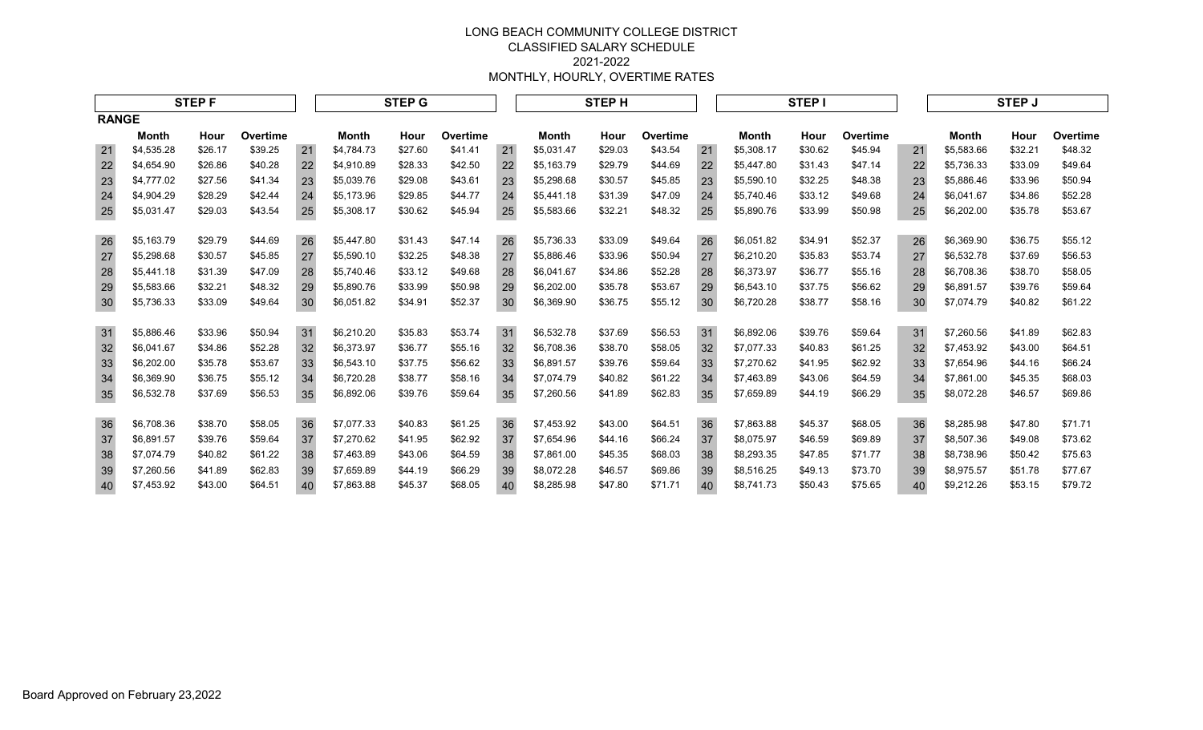LONG BEACH COMMUNITY COLLEGE DISTRICT
CLASSIFIED SALARY SCHEDULE
2021-2022
MONTHLY, HOURLY, OVERTIME RATES

| | STEP F | | | | STEP G | | | | STEP H | | | | STEP I | | | | STEP J | | |
|---|---|---|---|---|---|---|---|---|---|---|---|---|---|---|---|---|---|---|---|
| RANGE | Month | Hour | Overtime | | Month | Hour | Overtime | | Month | Hour | Overtime | | Month | Hour | Overtime | | Month | Hour | Overtime |
| 21 | $4,535.28 | $26.17 | $39.25 | 21 | $4,784.73 | $27.60 | $41.41 | 21 | $5,031.47 | $29.03 | $43.54 | 21 | $5,308.17 | $30.62 | $45.94 | 21 | $5,583.66 | $32.21 | $48.32 |
| 22 | $4,654.90 | $26.86 | $40.28 | 22 | $4,910.89 | $28.33 | $42.50 | 22 | $5,163.79 | $29.79 | $44.69 | 22 | $5,447.80 | $31.43 | $47.14 | 22 | $5,736.33 | $33.09 | $49.64 |
| 23 | $4,777.02 | $27.56 | $41.34 | 23 | $5,039.76 | $29.08 | $43.61 | 23 | $5,298.68 | $30.57 | $45.85 | 23 | $5,590.10 | $32.25 | $48.38 | 23 | $5,886.46 | $33.96 | $50.94 |
| 24 | $4,904.29 | $28.29 | $42.44 | 24 | $5,173.96 | $29.85 | $44.77 | 24 | $5,441.18 | $31.39 | $47.09 | 24 | $5,740.46 | $33.12 | $49.68 | 24 | $6,041.67 | $34.86 | $52.28 |
| 25 | $5,031.47 | $29.03 | $43.54 | 25 | $5,308.17 | $30.62 | $45.94 | 25 | $5,583.66 | $32.21 | $48.32 | 25 | $5,890.76 | $33.99 | $50.98 | 25 | $6,202.00 | $35.78 | $53.67 |
| 26 | $5,163.79 | $29.79 | $44.69 | 26 | $5,447.80 | $31.43 | $47.14 | 26 | $5,736.33 | $33.09 | $49.64 | 26 | $6,051.82 | $34.91 | $52.37 | 26 | $6,369.90 | $36.75 | $55.12 |
| 27 | $5,298.68 | $30.57 | $45.85 | 27 | $5,590.10 | $32.25 | $48.38 | 27 | $5,886.46 | $33.96 | $50.94 | 27 | $6,210.20 | $35.83 | $53.74 | 27 | $6,532.78 | $37.69 | $56.53 |
| 28 | $5,441.18 | $31.39 | $47.09 | 28 | $5,740.46 | $33.12 | $49.68 | 28 | $6,041.67 | $34.86 | $52.28 | 28 | $6,373.97 | $36.77 | $55.16 | 28 | $6,708.36 | $38.70 | $58.05 |
| 29 | $5,583.66 | $32.21 | $48.32 | 29 | $5,890.76 | $33.99 | $50.98 | 29 | $6,202.00 | $35.78 | $53.67 | 29 | $6,543.10 | $37.75 | $56.62 | 29 | $6,891.57 | $39.76 | $59.64 |
| 30 | $5,736.33 | $33.09 | $49.64 | 30 | $6,051.82 | $34.91 | $52.37 | 30 | $6,369.90 | $36.75 | $55.12 | 30 | $6,720.28 | $38.77 | $58.16 | 30 | $7,074.79 | $40.82 | $61.22 |
| 31 | $5,886.46 | $33.96 | $50.94 | 31 | $6,210.20 | $35.83 | $53.74 | 31 | $6,532.78 | $37.69 | $56.53 | 31 | $6,892.06 | $39.76 | $59.64 | 31 | $7,260.56 | $41.89 | $62.83 |
| 32 | $6,041.67 | $34.86 | $52.28 | 32 | $6,373.97 | $36.77 | $55.16 | 32 | $6,708.36 | $38.70 | $58.05 | 32 | $7,077.33 | $40.83 | $61.25 | 32 | $7,453.92 | $43.00 | $64.51 |
| 33 | $6,202.00 | $35.78 | $53.67 | 33 | $6,543.10 | $37.75 | $56.62 | 33 | $6,891.57 | $39.76 | $59.64 | 33 | $7,270.62 | $41.95 | $62.92 | 33 | $7,654.96 | $44.16 | $66.24 |
| 34 | $6,369.90 | $36.75 | $55.12 | 34 | $6,720.28 | $38.77 | $58.16 | 34 | $7,074.79 | $40.82 | $61.22 | 34 | $7,463.89 | $43.06 | $64.59 | 34 | $7,861.00 | $45.35 | $68.03 |
| 35 | $6,532.78 | $37.69 | $56.53 | 35 | $6,892.06 | $39.76 | $59.64 | 35 | $7,260.56 | $41.89 | $62.83 | 35 | $7,659.89 | $44.19 | $66.29 | 35 | $8,072.28 | $46.57 | $69.86 |
| 36 | $6,708.36 | $38.70 | $58.05 | 36 | $7,077.33 | $40.83 | $61.25 | 36 | $7,453.92 | $43.00 | $64.51 | 36 | $7,863.88 | $45.37 | $68.05 | 36 | $8,285.98 | $47.80 | $71.71 |
| 37 | $6,891.57 | $39.76 | $59.64 | 37 | $7,270.62 | $41.95 | $62.92 | 37 | $7,654.96 | $44.16 | $66.24 | 37 | $8,075.97 | $46.59 | $69.89 | 37 | $8,507.36 | $49.08 | $73.62 |
| 38 | $7,074.79 | $40.82 | $61.22 | 38 | $7,463.89 | $43.06 | $64.59 | 38 | $7,861.00 | $45.35 | $68.03 | 38 | $8,293.35 | $47.85 | $71.77 | 38 | $8,738.96 | $50.42 | $75.63 |
| 39 | $7,260.56 | $41.89 | $62.83 | 39 | $7,659.89 | $44.19 | $66.29 | 39 | $8,072.28 | $46.57 | $69.86 | 39 | $8,516.25 | $49.13 | $73.70 | 39 | $8,975.57 | $51.78 | $77.67 |
| 40 | $7,453.92 | $43.00 | $64.51 | 40 | $7,863.88 | $45.37 | $68.05 | 40 | $8,285.98 | $47.80 | $71.71 | 40 | $8,741.73 | $50.43 | $75.65 | 40 | $9,212.26 | $53.15 | $79.72 |

Board Approved on February 23,2022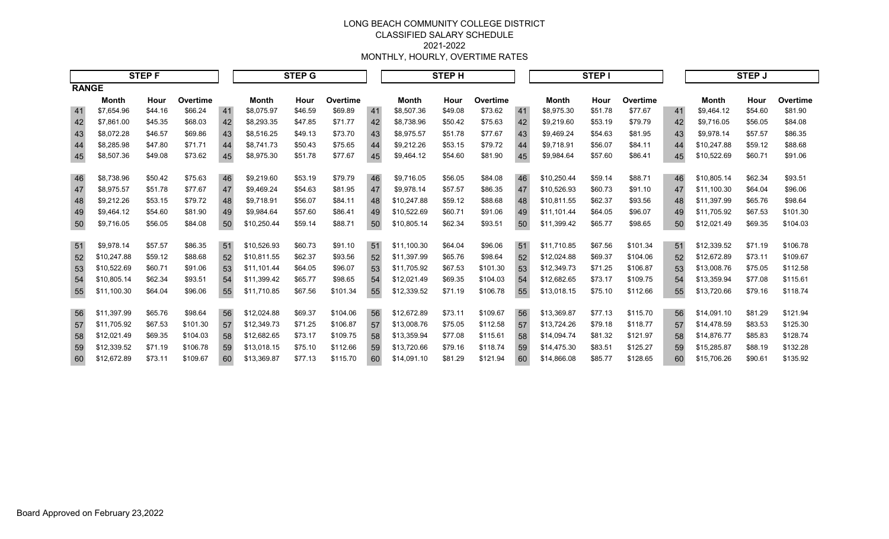LONG BEACH COMMUNITY COLLEGE DISTRICT
CLASSIFIED SALARY SCHEDULE
2021-2022
MONTHLY, HOURLY, OVERTIME RATES

| RANGE | STEP F | | | | STEP G | | | | STEP H | | | | STEP I | | | | STEP J | | |
|---|---|---|---|---|---|---|---|---|---|---|---|---|---|---|---|---|---|---|---|
| | Month | Hour | Overtime | | Month | Hour | Overtime | | Month | Hour | Overtime | | Month | Hour | Overtime | | Month | Hour | Overtime |
| 41 | $7,654.96 | $44.16 | $66.24 | 41 | $8,075.97 | $46.59 | $69.89 | 41 | $8,507.36 | $49.08 | $73.62 | 41 | $8,975.30 | $51.78 | $77.67 | 41 | $9,464.12 | $54.60 | $81.90 |
| 42 | $7,861.00 | $45.35 | $68.03 | 42 | $8,293.35 | $47.85 | $71.77 | 42 | $8,738.96 | $50.42 | $75.63 | 42 | $9,219.60 | $53.19 | $79.79 | 42 | $9,716.05 | $56.05 | $84.08 |
| 43 | $8,072.28 | $46.57 | $69.86 | 43 | $8,516.25 | $49.13 | $73.70 | 43 | $8,975.57 | $51.78 | $77.67 | 43 | $9,469.24 | $54.63 | $81.95 | 43 | $9,978.14 | $57.57 | $86.35 |
| 44 | $8,285.98 | $47.80 | $71.71 | 44 | $8,741.73 | $50.43 | $75.65 | 44 | $9,212.26 | $53.15 | $79.72 | 44 | $9,718.91 | $56.07 | $84.11 | 44 | $10,247.88 | $59.12 | $88.68 |
| 45 | $8,507.36 | $49.08 | $73.62 | 45 | $8,975.30 | $51.78 | $77.67 | 45 | $9,464.12 | $54.60 | $81.90 | 45 | $9,984.64 | $57.60 | $86.41 | 45 | $10,522.69 | $60.71 | $91.06 |
| 46 | $8,738.96 | $50.42 | $75.63 | 46 | $9,219.60 | $53.19 | $79.79 | 46 | $9,716.05 | $56.05 | $84.08 | 46 | $10,250.44 | $59.14 | $88.71 | 46 | $10,805.14 | $62.34 | $93.51 |
| 47 | $8,975.57 | $51.78 | $77.67 | 47 | $9,469.24 | $54.63 | $81.95 | 47 | $9,978.14 | $57.57 | $86.35 | 47 | $10,526.93 | $60.73 | $91.10 | 47 | $11,100.30 | $64.04 | $96.06 |
| 48 | $9,212.26 | $53.15 | $79.72 | 48 | $9,718.91 | $56.07 | $84.11 | 48 | $10,247.88 | $59.12 | $88.68 | 48 | $10,811.55 | $62.37 | $93.56 | 48 | $11,397.99 | $65.76 | $98.64 |
| 49 | $9,464.12 | $54.60 | $81.90 | 49 | $9,984.64 | $57.60 | $86.41 | 49 | $10,522.69 | $60.71 | $91.06 | 49 | $11,101.44 | $64.05 | $96.07 | 49 | $11,705.92 | $67.53 | $101.30 |
| 50 | $9,716.05 | $56.05 | $84.08 | 50 | $10,250.44 | $59.14 | $88.71 | 50 | $10,805.14 | $62.34 | $93.51 | 50 | $11,399.42 | $65.77 | $98.65 | 50 | $12,021.49 | $69.35 | $104.03 |
| 51 | $9,978.14 | $57.57 | $86.35 | 51 | $10,526.93 | $60.73 | $91.10 | 51 | $11,100.30 | $64.04 | $96.06 | 51 | $11,710.85 | $67.56 | $101.34 | 51 | $12,339.52 | $71.19 | $106.78 |
| 52 | $10,247.88 | $59.12 | $88.68 | 52 | $10,811.55 | $62.37 | $93.56 | 52 | $11,397.99 | $65.76 | $98.64 | 52 | $12,024.88 | $69.37 | $104.06 | 52 | $12,672.89 | $73.11 | $109.67 |
| 53 | $10,522.69 | $60.71 | $91.06 | 53 | $11,101.44 | $64.05 | $96.07 | 53 | $11,705.92 | $67.53 | $101.30 | 53 | $12,349.73 | $71.25 | $106.87 | 53 | $13,008.76 | $75.05 | $112.58 |
| 54 | $10,805.14 | $62.34 | $93.51 | 54 | $11,399.42 | $65.77 | $98.65 | 54 | $12,021.49 | $69.35 | $104.03 | 54 | $12,682.65 | $73.17 | $109.75 | 54 | $13,359.94 | $77.08 | $115.61 |
| 55 | $11,100.30 | $64.04 | $96.06 | 55 | $11,710.85 | $67.56 | $101.34 | 55 | $12,339.52 | $71.19 | $106.78 | 55 | $13,018.15 | $75.10 | $112.66 | 55 | $13,720.66 | $79.16 | $118.74 |
| 56 | $11,397.99 | $65.76 | $98.64 | 56 | $12,024.88 | $69.37 | $104.06 | 56 | $12,672.89 | $73.11 | $109.67 | 56 | $13,369.87 | $77.13 | $115.70 | 56 | $14,091.10 | $81.29 | $121.94 |
| 57 | $11,705.92 | $67.53 | $101.30 | 57 | $12,349.73 | $71.25 | $106.87 | 57 | $13,008.76 | $75.05 | $112.58 | 57 | $13,724.26 | $79.18 | $118.77 | 57 | $14,478.59 | $83.53 | $125.30 |
| 58 | $12,021.49 | $69.35 | $104.03 | 58 | $12,682.65 | $73.17 | $109.75 | 58 | $13,359.94 | $77.08 | $115.61 | 58 | $14,094.74 | $81.32 | $121.97 | 58 | $14,876.77 | $85.83 | $128.74 |
| 59 | $12,339.52 | $71.19 | $106.78 | 59 | $13,018.15 | $75.10 | $112.66 | 59 | $13,720.66 | $79.16 | $118.74 | 59 | $14,475.30 | $83.51 | $125.27 | 59 | $15,285.87 | $88.19 | $132.28 |
| 60 | $12,672.89 | $73.11 | $109.67 | 60 | $13,369.87 | $77.13 | $115.70 | 60 | $14,091.10 | $81.29 | $121.94 | 60 | $14,866.08 | $85.77 | $128.65 | 60 | $15,706.26 | $90.61 | $135.92 |

Board Approved on February 23,2022